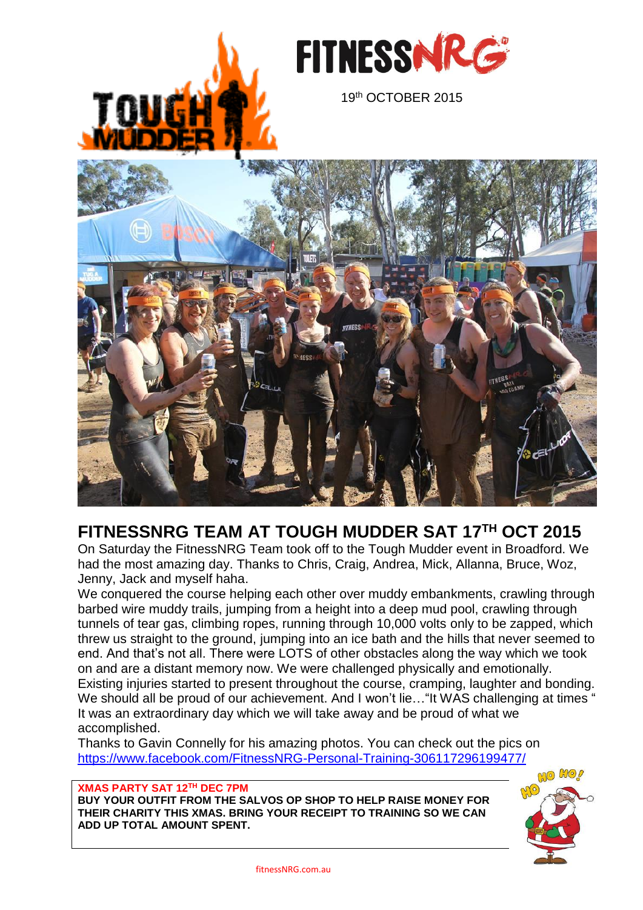FITNESSNRG

19th OCTOBER 2015

## FITNESSNRG TEAM AT TOUGH MUDDER SAT 17TH OCT 2015

On Saturday the FitnessNRG Team took off to the Tough Mudder event in Broadford. We had the most amazing day. Thanks to Chris, Craig, Andrea, Mick, Allanna, Bruce, Woz, Jenny, Jack and myself haha.

We conquered the course helping each other over muddy embankments, crawling through barbed wire muddy trails, jumping from a height into a deep mud pool, crawling through tunnels of tear gas, climbing ropes, running through 10,000 volts only to be zapped, which threw us straight to the ground, jumping into an ice bath and the hills that never seemed to end. And that's not all. There were LOTS of other obstacles along the way which we took on and are a distant memory now. We were challenged physically and emotionally. Existing injuries started to present throughout the course, cramping, laughter and bonding. We should all be proud of our achievement. And I won't lie…"It WAS challenging at times " It was an extraordinary day which we will take away and be proud of what we accomplished.

Thanks to Gavin Connelly for his amazing photos. You can check out the pics on [https://www.facebook.com/FitnessNRG-Personal-Training-306117296199477/](https://www.facebook.com/FitnessNRG-Personal-Training-306117296199477/)

**XMAS PARTY SAT 12TH DEC 7PM**

**BUY YOUR OUTFIT FROM THE SALVOS OP SHOP TO HELP RAISE MONEY FOR THEIR CHARITY THIS XMAS. BRING YOUR RECEIPT TO TRAINING SO WE CAN ADD UP TOTAL AMOUNT SPENT.**

fitnessNRG.com.au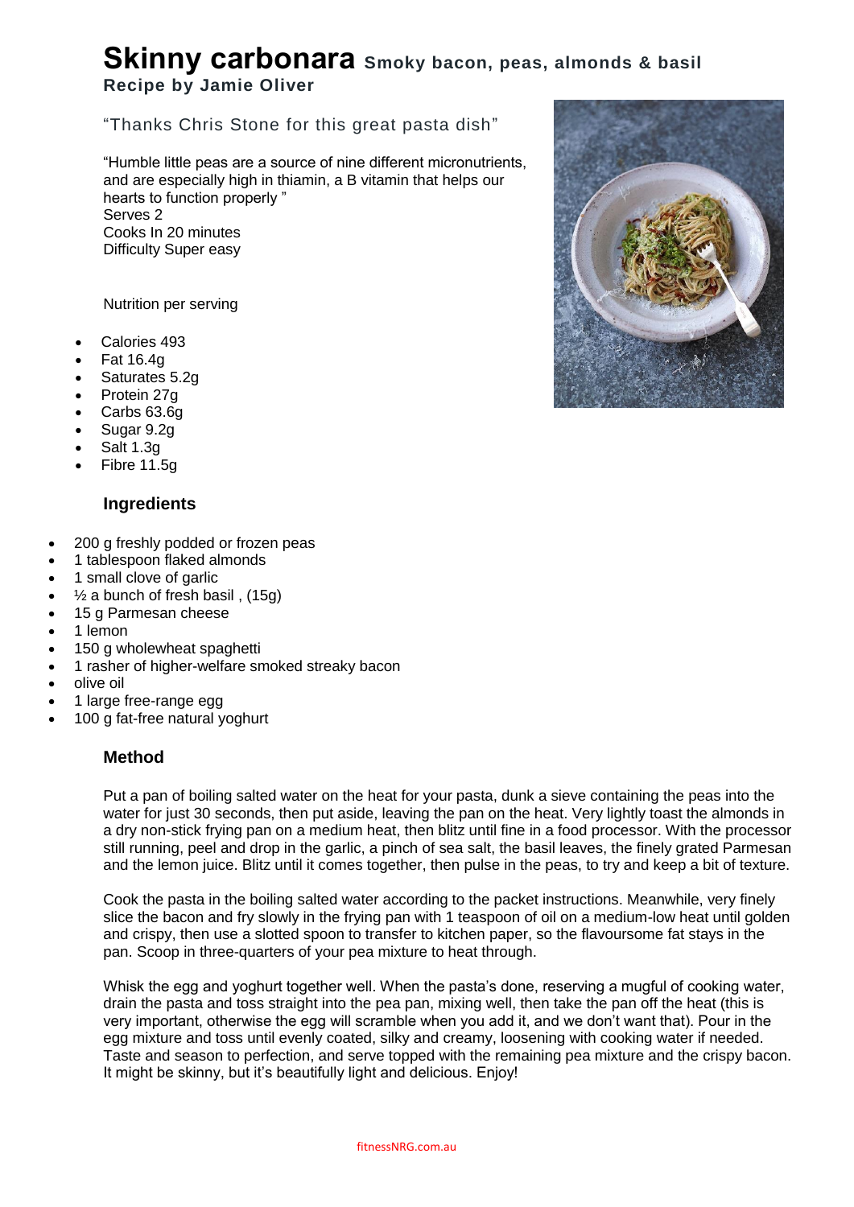# Skinny carbonara Smoky bacon, peas, almonds & basil

**Recipe by Jamie Oliver**

"Thanks Chris Stone for this great pasta dish"

"Humble little peas are a source of nine different micronutrients, and are especially high in thiamin, a B vitamin that helps our hearts to function properly "
Serves 2
Cooks In 20 minutes
Difficulty Super easy

Nutrition per serving

- Calories 493
- Fat 16.4g
- Saturates 5.2g
- Protein 27g
- Carbs 63.6g
- Sugar 9.2g
- Salt 1.3g
- Fibre 11.5g

### Ingredients

- 200 g freshly podded or frozen peas
- 1 tablespoon flaked almonds
- 1 small clove of garlic
- ½ a bunch of fresh basil , (15g)
- 15 g Parmesan cheese
- 1 lemon
- 150 g wholewheat spaghetti
- 1 rasher of higher-welfare smoked streaky bacon
- olive oil
- 1 large free-range egg
- 100 g fat-free natural yoghurt

### Method

Put a pan of boiling salted water on the heat for your pasta, dunk a sieve containing the peas into the water for just 30 seconds, then put aside, leaving the pan on the heat. Very lightly toast the almonds in a dry non-stick frying pan on a medium heat, then blitz until fine in a food processor. With the processor still running, peel and drop in the garlic, a pinch of sea salt, the basil leaves, the finely grated Parmesan and the lemon juice. Blitz until it comes together, then pulse in the peas, to try and keep a bit of texture.

Cook the pasta in the boiling salted water according to the packet instructions. Meanwhile, very finely slice the bacon and fry slowly in the frying pan with 1 teaspoon of oil on a medium-low heat until golden and crispy, then use a slotted spoon to transfer to kitchen paper, so the flavoursome fat stays in the pan. Scoop in three-quarters of your pea mixture to heat through.

Whisk the egg and yoghurt together well. When the pasta's done, reserving a mugful of cooking water, drain the pasta and toss straight into the pea pan, mixing well, then take the pan off the heat (this is very important, otherwise the egg will scramble when you add it, and we don't want that). Pour in the egg mixture and toss until evenly coated, silky and creamy, loosening with cooking water if needed. Taste and season to perfection, and serve topped with the remaining pea mixture and the crispy bacon. It might be skinny, but it's beautifully light and delicious. Enjoy!

fitnessNRG.com.au